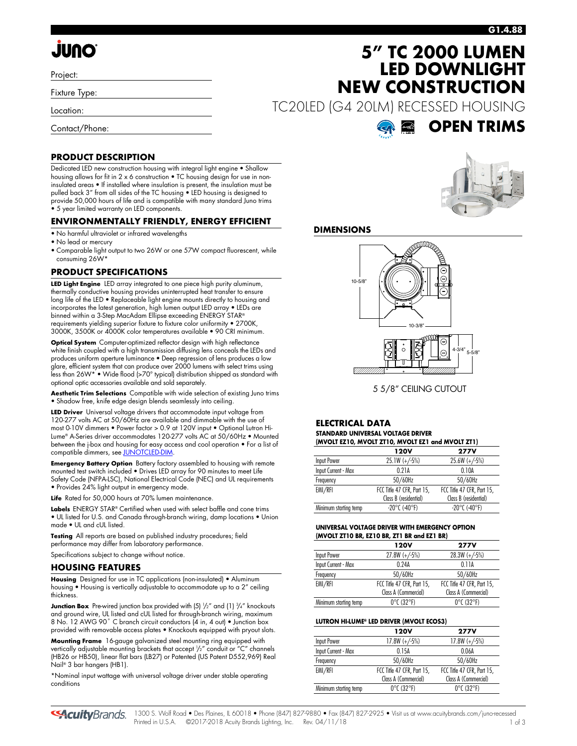G1.4.88

# 5" TC 2000 LUMEN LED DOWNLIGHT NEW CONSTRUCTION

TC20LED (G4 20LM) RECESSED HOUSING

**OPEN TRIMS**

Project:

Fixture Type:

Location:

Contact/Phone:

## PRODUCT DESCRIPTION

Dedicated LED new construction housing with integral light engine • Shallow housing allows for fit in 2 x 6 construction • TC housing design for use in non-insulated areas • If installed where insulation is present, the insulation must be pulled back 3" from all sides of the TC housing • LED housing is designed to provide 50,000 hours of life and is compatible with many standard Juno trims • 5 year limited warranty on LED components.

## ENVIRONMENTALLY FRIENDLY, ENERGY EFFICIENT

- No harmful ultraviolet or infrared wavelengths
- No lead or mercury
- Comparable light output to two 26W or one 57W compact fluorescent, while consuming 26W*

## PRODUCT SPECIFICATIONS

**LED Light Engine** LED array integrated to one piece high purity aluminum, thermally conductive housing provides uninterrupted heat transfer to ensure long life of the LED • Replaceable light engine mounts directly to housing and incorporates the latest generation, high lumen output LED array • LEDs are binned within a 3-Step MacAdam Ellipse exceeding ENERGY STAR® requirements yielding superior fixture to fixture color uniformity • 2700K, 3000K, 3500K or 4000K color temperatures available • 90 CRI minimum.

**Optical System** Computer-optimized reflector design with high reflectance white finish coupled with a high transmission diffusing lens conceals the LEDs and produces uniform aperture luminance • Deep regression of lens produces a low glare, efficient system that can produce over 2000 lumens with select trims using less than 26W* • Wide flood (>70° typical) distribution shipped as standard with optional optic accessories available and sold separately.

**Aesthetic Trim Selections** Compatible with wide selection of existing Juno trims • Shadow free, knife edge design blends seamlessly into ceiling.

**LED Driver** Universal voltage drivers that accommodate input voltage from 120-277 volts AC at 50/60Hz are available and dimmable with the use of most 0-10V dimmers • Power factor > 0.9 at 120V input • Optional Lutron Hi-Lume® A-Series driver accommodates 120-277 volts AC at 50/60Hz • Mounted between the j-box and housing for easy access and cool operation • For a list of compatible dimmers, see JUNOTCLED-DIM.

**Emergency Battery Option** Battery factory assembled to housing with remote mounted test switch included • Drives LED array for 90 minutes to meet Life Safety Code (NFPA-LSC), National Electrical Code (NEC) and UL requirements • Provides 24% light output in emergency mode.

**Life** Rated for 50,000 hours at 70% lumen maintenance.

**Labels** ENERGY STAR® Certified when used with select baffle and cone trims • UL listed for U.S. and Canada through-branch wiring, damp locations • Union made • UL and cUL listed.

**Testing** All reports are based on published industry procedures; field performance may differ from laboratory performance.

Specifications subject to change without notice.

## HOUSING FEATURES

**Housing** Designed for use in TC applications (non-insulated) • Aluminum housing • Housing is vertically adjustable to accommodate up to a 2" ceiling thickness.

**Junction Box** Pre-wired junction box provided with (5) 1/2" and (1) 3/4" knockouts and ground wire, UL listed and cUL listed for through-branch wiring, maximum 8 No. 12 AWG 90° C branch circuit conductors (4 in, 4 out) • Junction box provided with removable access plates • Knockouts equipped with pryout slots.

**Mounting Frame** 16-gauge galvanized steel mounting ring equipped with vertically adjustable mounting brackets that accept 1/2" conduit or "C" channels (HB26 or HB50), linear flat bars (LB27) or Patented (US Patent D552,969) Real Nail® 3 bar hangers (HB1).

*Nominal input wattage with universal voltage driver under stable operating conditions

## DIMENSIONS

10-5/8"

10-3/8"

4-3/4"

5-5/8"

5 5/8" CEILING CUTOUT

## ELECTRICAL DATA

**STANDARD UNIVERSAL VOLTAGE DRIVER (MVOLT EZ10, MVOLT ZT10, MVOLT EZ1 and MVOLT ZT1)**

| | 120V | 277V |
|---|---|---|
| Input Power | 25.1W (+/-5%) | 25.6W (+/-5%) |
| Input Current - Max | 0.21A | 0.10A |
| Frequency | 50/60Hz | 50/60Hz |
| EMI/RFI | FCC Title 47 CFR, Part 15, Class B (residential) | FCC Title 47 CFR, Part 15, Class B (residential) |
| Minimum starting temp | -20°C (-40°F) | -20°C (-40°F) |

**UNIVERSAL VOLTAGE DRIVER WITH EMERGENCY OPTION (MVOLT ZT10 BR, EZ10 BR, ZT1 BR and EZ1 BR)**

| | 120V | 277V |
|---|---|---|
| Input Power | 27.8W (+/-5%) | 28.3W (+/-5%) |
| Input Current - Max | 0.24A | 0.11A |
| Frequency | 50/60Hz | 50/60Hz |
| EMI/RFI | FCC Title 47 CFR, Part 15, Class A (Commercial) | FCC Title 47 CFR, Part 15, Class A (Commercial) |
| Minimum starting temp | 0°C (32°F) | 0°C (32°F) |

**LUTRON HI-LUME® LED DRIVER (MVOLT ECOS3)**

| | 120V | 277V |
|---|---|---|
| Input Power | 17.8W (+/-5%) | 17.8W (+/-5%) |
| Input Current - Max | 0.15A | 0.06A |
| Frequency | 50/60Hz | 50/60Hz |
| EMI/RFI | FCC Title 47 CFR, Part 15, Class A (Commercial) | FCC Title 47 CFR, Part 15, Class A (Commercial) |
| Minimum starting temp | 0°C (32°F) | 0°C (32°F) |

1300 S. Wolf Road • Des Plaines, IL 60018 • Phone (847) 827-9880 • Fax (847) 827-2925 • Visit us at www.acuitybrands.com/juno-recessed
Printed in U.S.A. ©2017-2018 Acuity Brands Lighting, Inc. Rev. 04/11/18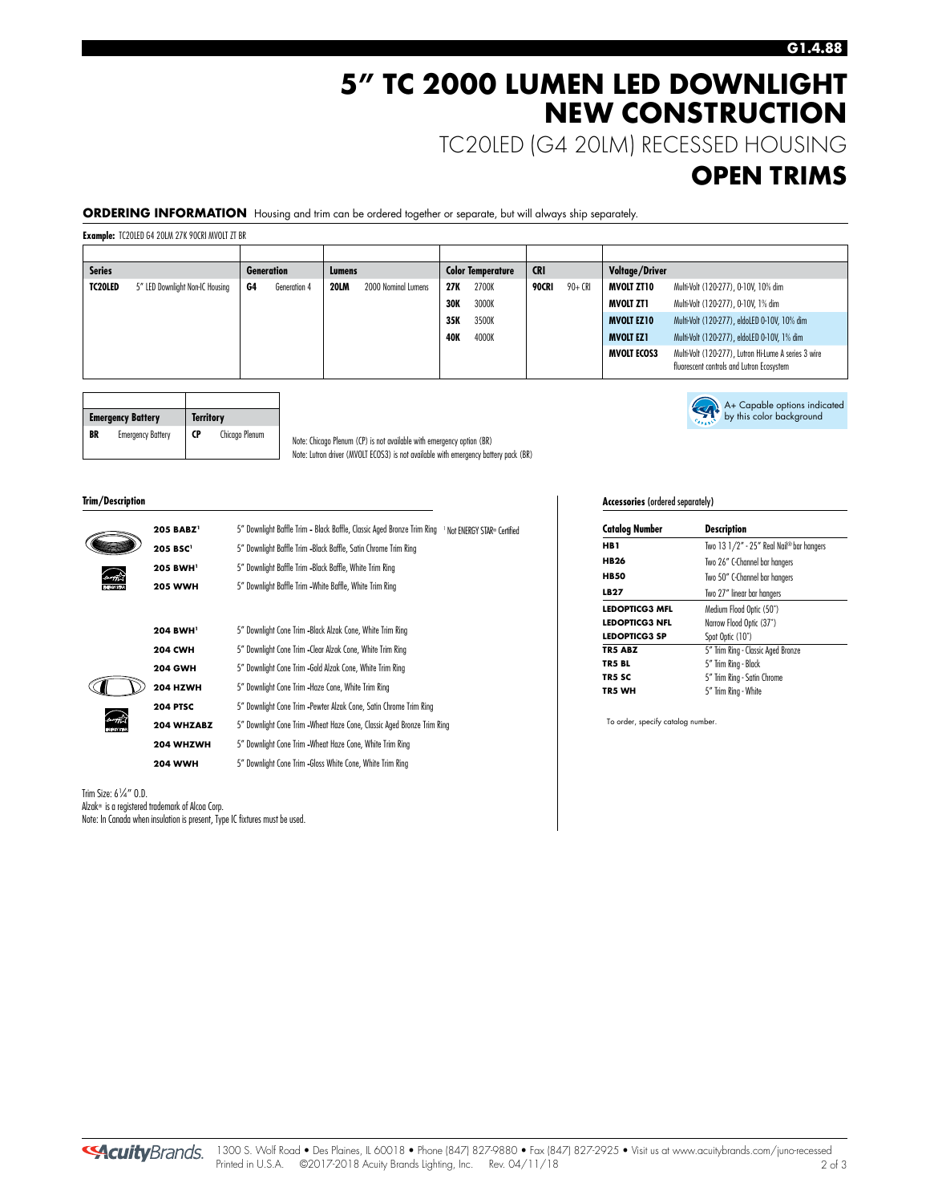# 5" TC 2000 LUMEN LED DOWNLIGHT NEW CONSTRUCTION

## TC20LED (G4 20LM) RECESSED HOUSING

## OPEN TRIMS

**ORDERING INFORMATION** Housing and trim can be ordered together or separate, but will always ship separately.

**Example:** TC20LED G4 20LM 27K 90CRI MVOLT ZT BR

| Series | | Generation | | Lumens | | Color Temperature | | CRI | | Voltage/Driver | |
|---|---|---|---|---|---|---|---|---|---|---|---|
| **TC20LED** | 5" LED Downlight Non-IC Housing | **G4** | Generation 4 | **20LM** | 2000 Nominal Lumens | **27K** | 2700K | **90CRI** | 90+ CRI | **MVOLT ZT10** | Multi-Volt (120-277), 0-10V, 10% dim |
| | | | | | | **30K** | 3000K | | | **MVOLT ZT1** | Multi-Volt (120-277), 0-10V, 1% dim |
| | | | | | | **35K** | 3500K | | | **MVOLT EZ10** | Multi-Volt (120-277), eldoLED 0-10V, 10% dim |
| | | | | | | **40K** | 4000K | | | **MVOLT EZ1** | Multi-Volt (120-277), eldoLED 0-10V, 1% dim |
| | | | | | | | | | | **MVOLT ECOS3** | Multi-Volt (120-277), Lutron Hi-Lume A series 3 wire fluorescent controls and Lutron Ecosystem |

| Emergency Battery | | Territory | |
|---|---|---|---|
| **BR** | Emergency Battery | **CP** | Chicago Plenum |

Note: Chicago Plenum (CP) is not available with emergency option (BR)
Note: Lutron driver (MVOLT ECOS3) is not available with emergency battery pack (BR)

A+ Capable options indicated by this color background

### Trim/Description

| Catalog Number | Description |
|---|---|
| **205 BABZ**[1] | 5" Downlight Baffle Trim - Black Baffle, Classic Aged Bronze Trim Ring |
| **205 BSC**[1] | 5" Downlight Baffle Trim -Black Baffle, Satin Chrome Trim Ring |
| **205 BWH**[1] | 5" Downlight Baffle Trim -Black Baffle, White Trim Ring |
| **205 WWH** | 5" Downlight Baffle Trim -White Baffle, White Trim Ring |
| **204 BWH**[1] | 5" Downlight Cone Trim -Black Alzak Cone, White Trim Ring |
| **204 CWH** | 5" Downlight Cone Trim -Clear Alzak Cone, White Trim Ring |
| **204 GWH** | 5" Downlight Cone Trim -Gold Alzak Cone, White Trim Ring |
| **204 HZWH** | 5" Downlight Cone Trim -Haze Cone, White Trim Ring |
| **204 PTSC** | 5" Downlight Cone Trim -Pewter Alzak Cone, Satin Chrome Trim Ring |
| **204 WHZABZ** | 5" Downlight Cone Trim -Wheat Haze Cone, Classic Aged Bronze Trim Ring |
| **204 WHZWH** | 5" Downlight Cone Trim -Wheat Haze Cone, White Trim Ring |
| **204 WWH** | 5" Downlight Cone Trim -Gloss White Cone, White Trim Ring |

[1] Not ENERGY STAR® Certified

Trim Size: 6¼" O.D.
Alzak® is a registered trademark of Alcoa Corp.
Note: In Canada when insulation is present, Type IC fixtures must be used.

### Accessories (ordered separately)

| Catalog Number | Description |
|---|---|
| **HB1** | Two 13 1/2" - 25" Real Nail® bar hangers |
| **HB26** | Two 26" C-Channel bar hangers |
| **HB50** | Two 50" C-Channel bar hangers |
| **LB27** | Two 27" linear bar hangers |
| **LEDOPTICG3 MFL** | Medium Flood Optic (50°) |
| **LEDOPTICG3 NFL** | Narrow Flood Optic (37°) |
| **LEDOPTICG3 SP** | Spot Optic (10°) |
| **TR5 ABZ** | 5" Trim Ring - Classic Aged Bronze |
| **TR5 BL** | 5" Trim Ring - Black |
| **TR5 SC** | 5" Trim Ring - Satin Chrome |
| **TR5 WH** | 5" Trim Ring - White |

To order, specify catalog number.

1300 S. Wolf Road • Des Plaines, IL 60018 • Phone (847) 827-9880 • Fax (847) 827-2925 • Visit us at www.acuitybrands.com/juno-recessed
Printed in U.S.A. ©2017-2018 Acuity Brands Lighting, Inc. Rev. 04/11/18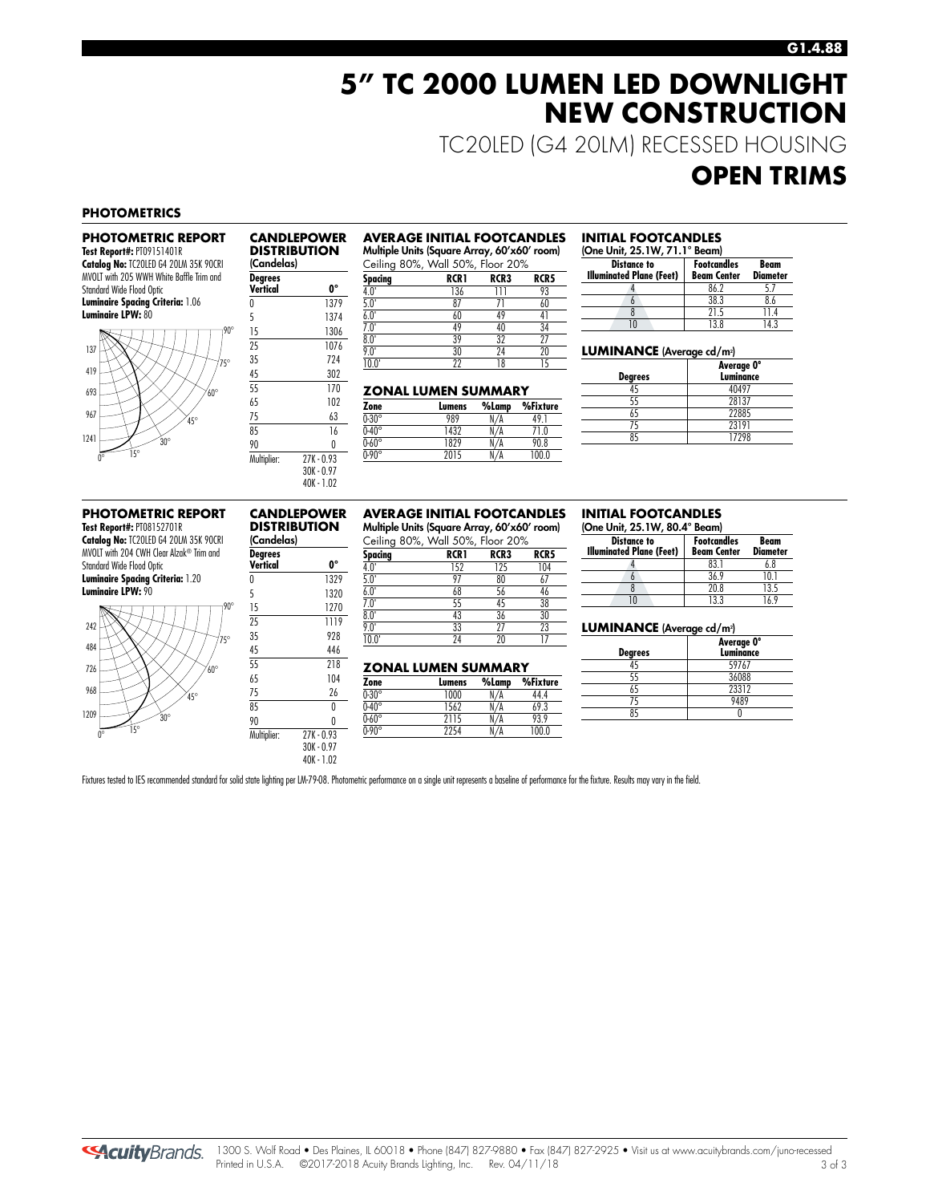# 5" TC 2000 LUMEN LED DOWNLIGHT NEW CONSTRUCTION

TC20LED (G4 20LM) RECESSED HOUSING

## OPEN TRIMS

### PHOTOMETRICS

#### PHOTOMETRIC REPORT

**Test Report#:** PT09151401R
**Catalog No:** TC20LED G4 20LM 35K 90CRI MVOLT with 205 WWH White Baffle Trim and Standard Wide Flood Optic
**Luminaire Spacing Criteria:** 1.06
**Luminaire LPW:** 80

137
419
693
967
1241
0°
15°
30°
45°
60°
75°
90°

#### CANDLEPOWER DISTRIBUTION (Candelas)

| Degrees Vertical | 0° |
|---|---|
| 0 | 1379 |
| 5 | 1374 |
| 15 | 1306 |
| 25 | 1076 |
| 35 | 724 |
| 45 | 302 |
| 55 | 170 |
| 65 | 102 |
| 75 | 63 |
| 85 | 16 |
| 90 | 0 |
| Multiplier: | 27K - 0.93, 30K - 0.97, 40K - 1.02 |

#### AVERAGE INITIAL FOOTCANDLES

Multiple Units (Square Array, 60'x60' room)
Ceiling 80%, Wall 50%, Floor 20%

| Spacing | RCR1 | RCR3 | RCR5 |
|---|---|---|---|
| 4.0' | 136 | 111 | 93 |
| 5.0' | 87 | 71 | 60 |
| 6.0' | 60 | 49 | 41 |
| 7.0' | 49 | 40 | 34 |
| 8.0' | 39 | 32 | 27 |
| 9.0' | 30 | 24 | 20 |
| 10.0' | 22 | 18 | 15 |

#### ZONAL LUMEN SUMMARY

| Zone | Lumens | %Lamp | %Fixture |
|---|---|---|---|
| 0-30° | 989 | N/A | 49.1 |
| 0-40° | 1432 | N/A | 71.0 |
| 0-60° | 1829 | N/A | 90.8 |
| 0-90° | 2015 | N/A | 100.0 |

#### INITIAL FOOTCANDLES

(One Unit, 25.1W, 71.1° Beam)

| Distance to Illuminated Plane (Feet) | Footcandles Beam Center | Beam Diameter |
|---|---|---|
| 4 | 86.2 | 5.7 |
| 6 | 38.3 | 8.6 |
| 8 | 21.5 | 11.4 |
| 10 | 13.8 | 14.3 |

#### LUMINANCE (Average cd/m²)

| Degrees | Average 0° Luminance |
|---|---|
| 45 | 40497 |
| 55 | 28137 |
| 65 | 22885 |
| 75 | 23191 |
| 85 | 17298 |

#### PHOTOMETRIC REPORT

**Test Report#:** PT08152701R
**Catalog No:** TC20LED G4 20LM 35K 90CRI MVOLT with 204 CWH Clear Alzak® Trim and Standard Wide Flood Optic
**Luminaire Spacing Criteria:** 1.20
**Luminaire LPW:** 90

242
484
726
968
1209
0°
15°
30°
45°
60°
75°
90°

#### CANDLEPOWER DISTRIBUTION (Candelas)

| Degrees Vertical | 0° |
|---|---|
| 0 | 1329 |
| 5 | 1320 |
| 15 | 1270 |
| 25 | 1119 |
| 35 | 928 |
| 45 | 446 |
| 55 | 218 |
| 65 | 104 |
| 75 | 26 |
| 85 | 0 |
| 90 | 0 |
| Multiplier: | 27K - 0.93, 30K - 0.97, 40K - 1.02 |

#### AVERAGE INITIAL FOOTCANDLES

Multiple Units (Square Array, 60'x60' room)
Ceiling 80%, Wall 50%, Floor 20%

| Spacing | RCR1 | RCR3 | RCR5 |
|---|---|---|---|
| 4.0' | 152 | 125 | 104 |
| 5.0' | 97 | 80 | 67 |
| 6.0' | 68 | 56 | 46 |
| 7.0' | 55 | 45 | 38 |
| 8.0' | 43 | 36 | 30 |
| 9.0' | 33 | 27 | 23 |
| 10.0' | 24 | 20 | 17 |

#### ZONAL LUMEN SUMMARY

| Zone | Lumens | %Lamp | %Fixture |
|---|---|---|---|
| 0-30° | 1000 | N/A | 44.4 |
| 0-40° | 1562 | N/A | 69.3 |
| 0-60° | 2115 | N/A | 93.9 |
| 0-90° | 2254 | N/A | 100.0 |

#### INITIAL FOOTCANDLES

(One Unit, 25.1W, 80.4° Beam)

| Distance to Illuminated Plane (Feet) | Footcandles Beam Center | Beam Diameter |
|---|---|---|
| 4 | 83.1 | 6.8 |
| 6 | 36.9 | 10.1 |
| 8 | 20.8 | 13.5 |
| 10 | 13.3 | 16.9 |

#### LUMINANCE (Average cd/m²)

| Degrees | Average 0° Luminance |
|---|---|
| 45 | 59767 |
| 55 | 36088 |
| 65 | 23312 |
| 75 | 9489 |
| 85 | 0 |

Fixtures tested to IES recommended standard for solid state lighting per LM-79-08. Photometric performance on a single unit represents a baseline of performance for the fixture. Results may vary in the field.

AcuityBrands. 1300 S. Wolf Road • Des Plaines, IL 60018 • Phone (847) 827-9880 • Fax (847) 827-2925 • Visit us at www.acuitybrands.com/juno-recessed
Printed in U.S.A. ©2017-2018 Acuity Brands Lighting, Inc. Rev. 04/11/18